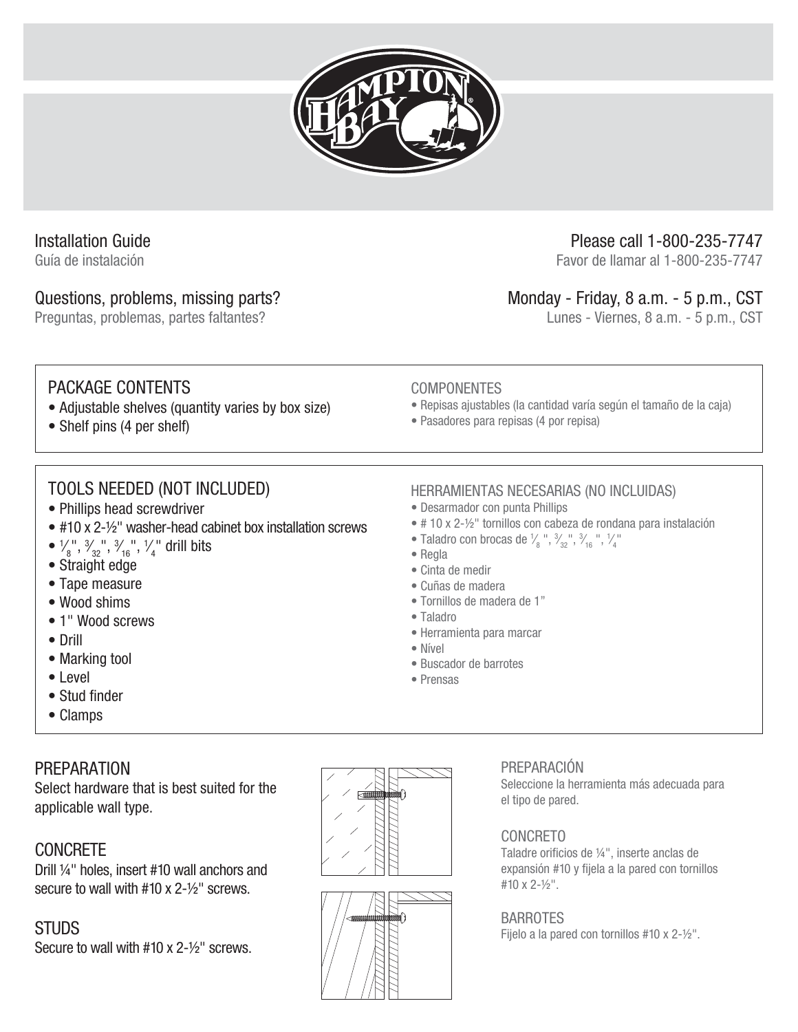Installation Guide
Guía de instalación

Questions, problems, missing parts?
Preguntas, problemas, partes faltantes?

Please call 1-800-235-7747
Favor de llamar al 1-800-235-7747

Monday - Friday, 8 a.m. - 5 p.m., CST
Lunes - Viernes, 8 a.m. - 5 p.m., CST

## PACKAGE CONTENTS

- Adjustable shelves (quantity varies by box size)
- Shelf pins (4 per shelf)

## COMPONENTES

- Repisas ajustables (la cantidad varía según el tamaño de la caja)
- Pasadores para repisas (4 por repisa)

## TOOLS NEEDED (NOT INCLUDED)

- Phillips head screwdriver
- #10 x 2-½" washer-head cabinet box installation screws
- ⅛", 3/32", 3/16", ¼" drill bits
- Straight edge
- Tape measure
- Wood shims
- 1" Wood screws
- Drill
- Marking tool
- Level
- Stud finder
- Clamps

## HERRAMIENTAS NECESARIAS (NO INCLUIDAS)

- Desarmador con punta Phillips
- # 10 x 2-½" tornillos con cabeza de rondana para instalación
- Taladro con brocas de ⅛", 3/32", 3/16", ¼"
- Regla
- Cinta de medir
- Cuñas de madera
- Tornillos de madera de 1”
- Taladro
- Herramienta para marcar
- Nível
- Buscador de barrotes
- Prensas

## PREPARATION

Select hardware that is best suited for the applicable wall type.

### CONCRETE

Drill ¼" holes, insert #10 wall anchors and secure to wall with #10 x 2-½" screws.

### STUDS

Secure to wall with #10 x 2-½" screws.

## PREPARACIÓN

Seleccione la herramienta más adecuada para el tipo de pared.

### CONCRETO

Taladre orificios de ¼", inserte anclas de expansión #10 y fíjela a la pared con tornillos #10 x 2-½".

### BARROTES

Fíjelo a la pared con tornillos #10 x 2-½".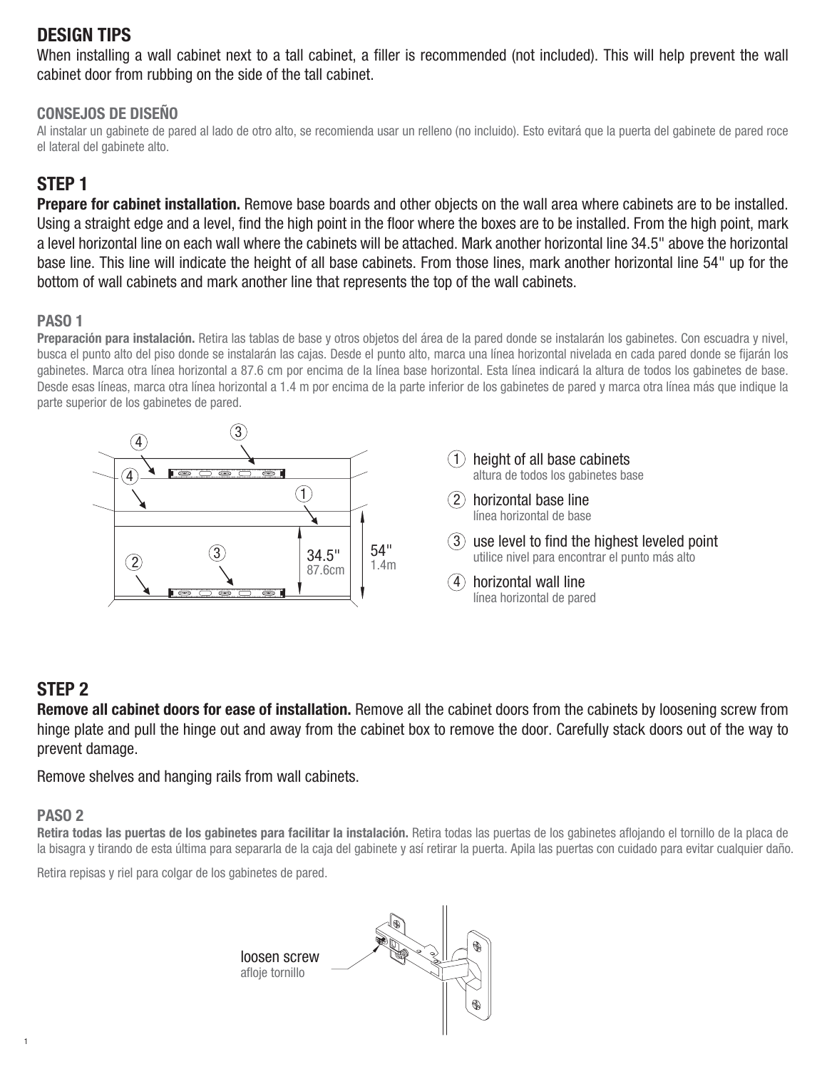## DESIGN TIPS

When installing a wall cabinet next to a tall cabinet, a filler is recommended (not included). This will help prevent the wall cabinet door from rubbing on the side of the tall cabinet.

### CONSEJOS DE DISEÑO

Al instalar un gabinete de pared al lado de otro alto, se recomienda usar un relleno (no incluido). Esto evitará que la puerta del gabinete de pared roce el lateral del gabinete alto.

## STEP 1

**Prepare for cabinet installation.** Remove base boards and other objects on the wall area where cabinets are to be installed. Using a straight edge and a level, find the high point in the floor where the boxes are to be installed. From the high point, mark a level horizontal line on each wall where the cabinets will be attached. Mark another horizontal line 34.5" above the horizontal base line. This line will indicate the height of all base cabinets. From those lines, mark another horizontal line 54" up for the bottom of wall cabinets and mark another line that represents the top of the wall cabinets.

### PASO 1

**Preparación para instalación.** Retira las tablas de base y otros objetos del área de la pared donde se instalarán los gabinetes. Con escuadra y nivel, busca el punto alto del piso donde se instalarán las cajas. Desde el punto alto, marca una línea horizontal nivelada en cada pared donde se fijarán los gabinetes. Marca otra línea horizontal a 87.6 cm por encima de la línea base horizontal. Esta línea indicará la altura de todos los gabinetes de base. Desde esas líneas, marca otra línea horizontal a 1.4 m por encima de la parte inferior de los gabinetes de pared y marca otra línea más que indique la parte superior de los gabinetes de pared.

34.5" 87.6cm

54" 1.4m

1. height of all base cabinets
   altura de todos los gabinetes base
2. horizontal base line
   línea horizontal de base
3. use level to find the highest leveled point
   utilice nivel para encontrar el punto más alto
4. horizontal wall line
   línea horizontal de pared

## STEP 2

**Remove all cabinet doors for ease of installation.** Remove all the cabinet doors from the cabinets by loosening screw from hinge plate and pull the hinge out and away from the cabinet box to remove the door. Carefully stack doors out of the way to prevent damage.

Remove shelves and hanging rails from wall cabinets.

### PASO 2

**Retira todas las puertas de los gabinetes para facilitar la instalación.** Retira todas las puertas de los gabinetes aflojando el tornillo de la placa de la bisagra y tirando de esta última para separarla de la caja del gabinete y así retirar la puerta. Apila las puertas con cuidado para evitar cualquier daño.

Retira repisas y riel para colgar de los gabinetes de pared.

loosen screw
afloje tornillo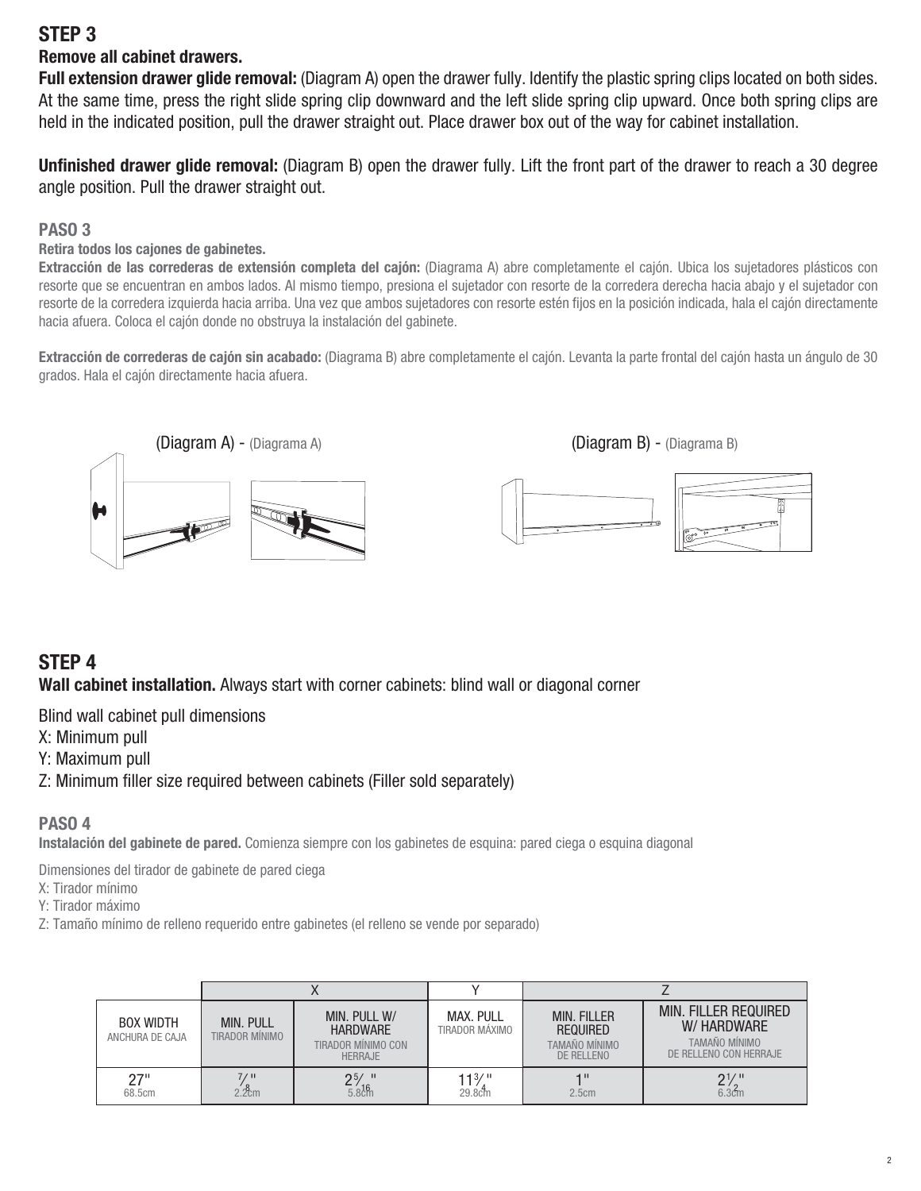## STEP 3

**Remove all cabinet drawers.**

**Full extension drawer glide removal:** (Diagram A) open the drawer fully. Identify the plastic spring clips located on both sides. At the same time, press the right slide spring clip downward and the left slide spring clip upward. Once both spring clips are held in the indicated position, pull the drawer straight out. Place drawer box out of the way for cabinet installation.

**Unfinished drawer glide removal:** (Diagram B) open the drawer fully. Lift the front part of the drawer to reach a 30 degree angle position. Pull the drawer straight out.

## PASO 3

**Retira todos los cajones de gabinetes.**

**Extracción de las correderas de extensión completa del cajón:** (Diagrama A) abre completamente el cajón. Ubica los sujetadores plásticos con resorte que se encuentran en ambos lados. Al mismo tiempo, presiona el sujetador con resorte de la corredera derecha hacia abajo y el sujetador con resorte de la corredera izquierda hacia arriba. Una vez que ambos sujetadores con resorte estén fijos en la posición indicada, hala el cajón directamente hacia afuera. Coloca el cajón donde no obstruya la instalación del gabinete.

**Extracción de correderas de cajón sin acabado:** (Diagrama B) abre completamente el cajón. Levanta la parte frontal del cajón hasta un ángulo de 30 grados. Hala el cajón directamente hacia afuera.

(Diagram A) - (Diagrama A)

(Diagram B) - (Diagrama B)

## STEP 4

**Wall cabinet installation.** Always start with corner cabinets: blind wall or diagonal corner

Blind wall cabinet pull dimensions

X: Minimum pull

Y: Maximum pull

Z: Minimum filler size required between cabinets (Filler sold separately)

## PASO 4

**Instalación del gabinete de pared.** Comienza siempre con los gabinetes de esquina: pared ciega o esquina diagonal

Dimensiones del tirador de gabinete de pared ciega

X: Tirador mínimo

Y: Tirador máximo

Z: Tamaño mínimo de relleno requerido entre gabinetes (el relleno se vende por separado)

| | X | | Y | Z | |
|---|---|---|---|---|---|
| BOX WIDTH<br>ANCHURA DE CAJA | MIN. PULL<br>TIRADOR MÍNIMO | MIN. PULL W/ HARDWARE<br>TIRADOR MÍNIMO CON HERRAJE | MAX. PULL<br>TIRADOR MÁXIMO | MIN. FILLER REQUIRED<br>TAMAÑO MÍNIMO DE RELLENO | MIN. FILLER REQUIRED W/ HARDWARE<br>TAMAÑO MÍNIMO DE RELLENO CON HERRAJE |
| 27"<br>68.5cm | 7/8"<br>2.2cm | 2 5/16"<br>5.8cm | 11 3/4"<br>29.8cm | 1"<br>2.5cm | 2 1/2"<br>6.3cm |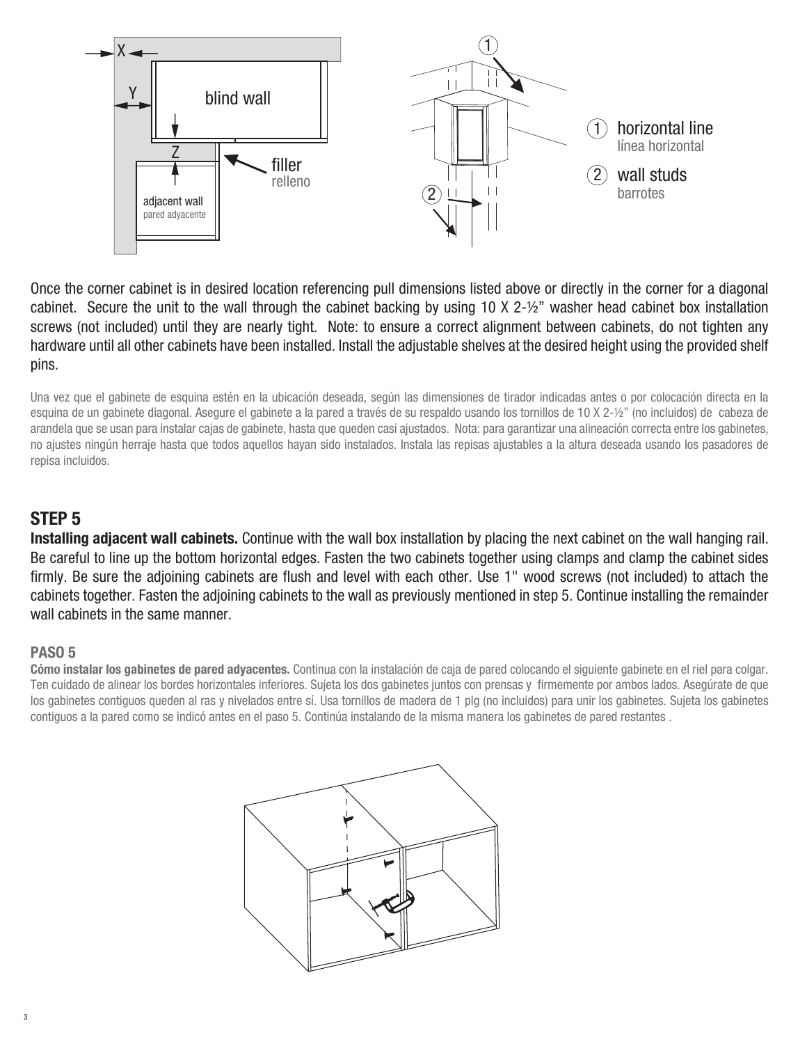Once the corner cabinet is in desired location referencing pull dimensions listed above or directly in the corner for a diagonal cabinet. Secure the unit to the wall through the cabinet backing by using 10 X 2-½" washer head cabinet box installation screws (not included) until they are nearly tight. Note: to ensure a correct alignment between cabinets, do not tighten any hardware until all other cabinets have been installed. Install the adjustable shelves at the desired height using the provided shelf pins.

Una vez que el gabinete de esquina estén en la ubicación deseada, según las dimensiones de tirador indicadas antes o por colocación directa en la esquina de un gabinete diagonal. Asegure el gabinete a la pared a través de su respaldo usando los tornillos de 10 X 2-½" (no incluidos) de cabeza de arandela que se usan para instalar cajas de gabinete, hasta que queden casi ajustados. Nota: para garantizar una alineación correcta entre los gabinetes, no ajustes ningún herraje hasta que todos aquellos hayan sido instalados. Instala las repisas ajustables a la altura deseada usando los pasadores de repisa incluidos.

## STEP 5

**Installing adjacent wall cabinets.** Continue with the wall box installation by placing the next cabinet on the wall hanging rail. Be careful to line up the bottom horizontal edges. Fasten the two cabinets together using clamps and clamp the cabinet sides firmly. Be sure the adjoining cabinets are flush and level with each other. Use 1" wood screws (not included) to attach the cabinets together. Fasten the adjoining cabinets to the wall as previously mentioned in step 5. Continue installing the remainder wall cabinets in the same manner.

### PASO 5

**Cómo instalar los gabinetes de pared adyacentes.** Continua con la instalación de caja de pared colocando el siguiente gabinete en el riel para colgar. Ten cuidado de alinear los bordes horizontales inferiores. Sujeta los dos gabinetes juntos con prensas y firmemente por ambos lados. Asegúrate de que los gabinetes contiguos queden al ras y nivelados entre sí. Usa tornillos de madera de 1 plg (no incluidos) para unir los gabinetes. Sujeta los gabinetes contiguos a la pared como se indicó antes en el paso 5. Continúa instalando de la misma manera los gabinetes de pared restantes .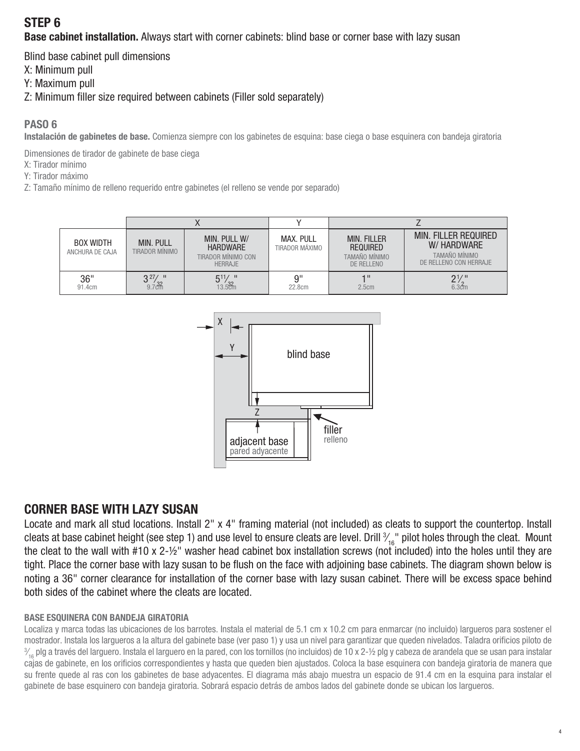## STEP 6

**Base cabinet installation.** Always start with corner cabinets: blind base or corner base with lazy susan

Blind base cabinet pull dimensions

X: Minimum pull

Y: Maximum pull

Z: Minimum filler size required between cabinets (Filler sold separately)

### PASO 6

**Instalación de gabinetes de base.** Comienza siempre con los gabinetes de esquina: base ciega o base esquinera con bandeja giratoria

Dimensiones de tirador de gabinete de base ciega

X: Tirador mínimo

Y: Tirador máximo

Z: Tamaño mínimo de relleno requerido entre gabinetes (el relleno se vende por separado)

| | X | | Y | Z | |
|---|---|---|---|---|---|
| BOX WIDTH ANCHURA DE CAJA | MIN. PULL TIRADOR MÍNIMO | MIN. PULL W/ HARDWARE TIRADOR MÍNIMO CON HERRAJE | MAX. PULL TIRADOR MÁXIMO | MIN. FILLER REQUIRED TAMAÑO MÍNIMO DE RELLENO | MIN. FILLER REQUIRED W/ HARDWARE TAMAÑO MÍNIMO DE RELLENO CON HERRAJE |
| 36" 91.4cm | 3 27/32" 9.7cm | 5 11/32" 13.5cm | 9" 22.8cm | 1" 2.5cm | 2 1/2" 6.3cm |

## CORNER BASE WITH LAZY SUSAN

Locate and mark all stud locations. Install 2" x 4" framing material (not included) as cleats to support the countertop. Install cleats at base cabinet height (see step 1) and use level to ensure cleats are level. Drill 3/16" pilot holes through the cleat. Mount the cleat to the wall with #10 x 2-½" washer head cabinet box installation screws (not included) into the holes until they are tight. Place the corner base with lazy susan to be flush on the face with adjoining base cabinets. The diagram shown below is noting a 36" corner clearance for installation of the corner base with lazy susan cabinet. There will be excess space behind both sides of the cabinet where the cleats are located.

### BASE ESQUINERA CON BANDEJA GIRATORIA

Localiza y marca todas las ubicaciones de los barrotes. Instala el material de 5.1 cm x 10.2 cm para enmarcar (no incluido) largueros para sostener el mostrador. Instala los largueros a la altura del gabinete base (ver paso 1) y usa un nivel para garantizar que queden nivelados. Taladra orificios piloto de 3/16 plg a través del larguero. Instala el larguero en la pared, con los tornillos (no incluidos) de 10 x 2-½ plg y cabeza de arandela que se usan para instalar cajas de gabinete, en los orificios correspondientes y hasta que queden bien ajustados. Coloca la base esquinera con bandeja giratoria de manera que su frente quede al ras con los gabinetes de base adyacentes. El diagrama más abajo muestra un espacio de 91.4 cm en la esquina para instalar el gabinete de base esquinero con bandeja giratoria. Sobrará espacio detrás de ambos lados del gabinete donde se ubican los largueros.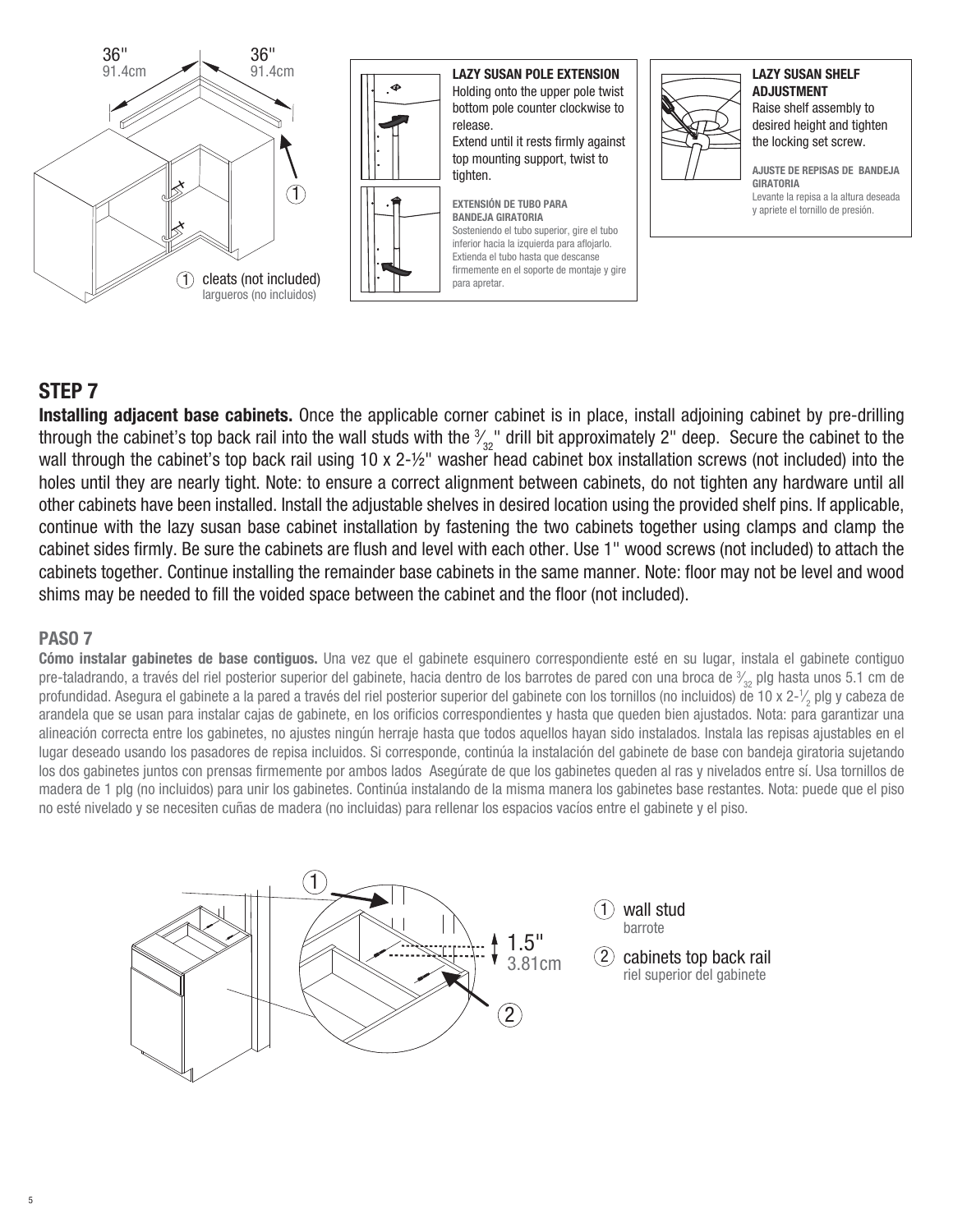36"
91.4cm

36"
91.4cm

1 cleats (not included)
largueros (no incluidos)

**LAZY SUSAN POLE EXTENSION**
Holding onto the upper pole twist bottom pole counter clockwise to release.
Extend until it rests firmly against top mounting support, twist to tighten.

**EXTENSIÓN DE TUBO PARA BANDEJA GIRATORIA**
Sosteniendo el tubo superior, gire el tubo inferior hacia la izquierda para aflojarlo. Extienda el tubo hasta que descanse firmemente en el soporte de montaje y gire para apretar.

**LAZY SUSAN SHELF ADJUSTMENT**
Raise shelf assembly to desired height and tighten the locking set screw.

**AJUSTE DE REPISAS DE BANDEJA GIRATORIA**
Levante la repisa a la altura deseada y apriete el tornillo de presión.

## STEP 7

**Installing adjacent base cabinets.** Once the applicable corner cabinet is in place, install adjoining cabinet by pre-drilling through the cabinet's top back rail into the wall studs with the $^{3}/_{32}$" drill bit approximately 2" deep. Secure the cabinet to the wall through the cabinet's top back rail using 10 x 2-½" washer head cabinet box installation screws (not included) into the holes until they are nearly tight. Note: to ensure a correct alignment between cabinets, do not tighten any hardware until all other cabinets have been installed. Install the adjustable shelves in desired location using the provided shelf pins. If applicable, continue with the lazy susan base cabinet installation by fastening the two cabinets together using clamps and clamp the cabinet sides firmly. Be sure the cabinets are flush and level with each other. Use 1" wood screws (not included) to attach the cabinets together. Continue installing the remainder base cabinets in the same manner. Note: floor may not be level and wood shims may be needed to fill the voided space between the cabinet and the floor (not included).

## PASO 7

**Cómo instalar gabinetes de base contiguos.** Una vez que el gabinete esquinero correspondiente esté en su lugar, instala el gabinete contiguo pre-taladrando, a través del riel posterior superior del gabinete, hacia dentro de los barrotes de pared con una broca de $^{3}/_{32}$ plg hasta unos 5.1 cm de profundidad. Asegura el gabinete a la pared a través del riel posterior superior del gabinete con los tornillos (no incluidos) de 10 x 2-$^{1}/_{2}$ plg y cabeza de arandela que se usan para instalar cajas de gabinete, en los orificios correspondientes y hasta que queden bien ajustados. Nota: para garantizar una alineación correcta entre los gabinetes, no ajustes ningún herraje hasta que todos aquellos hayan sido instalados. Instala las repisas ajustables en el lugar deseado usando los pasadores de repisa incluidos. Si corresponde, continúa la instalación del gabinete de base con bandeja giratoria sujetando los dos gabinetes juntos con prensas firmemente por ambos lados Asegúrate de que los gabinetes queden al ras y nivelados entre sí. Usa tornillos de madera de 1 plg (no incluidos) para unir los gabinetes. Continúa instalando de la misma manera los gabinetes base restantes. Nota: puede que el piso no esté nivelado y se necesiten cuñas de madera (no incluidas) para rellenar los espacios vacíos entre el gabinete y el piso.

1.5"
3.81cm

1 wall stud
barrote

2 cabinets top back rail
riel superior del gabinete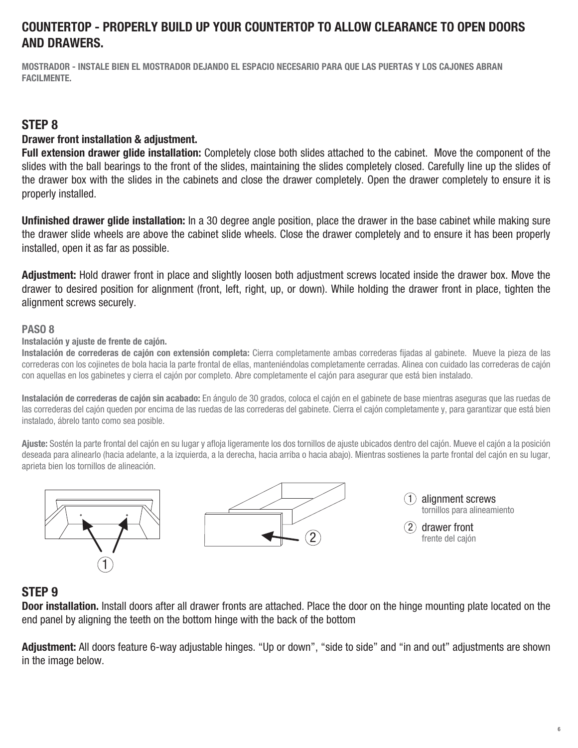## COUNTERTOP - PROPERLY BUILD UP YOUR COUNTERTOP TO ALLOW CLEARANCE TO OPEN DOORS AND DRAWERS.

**MOSTRADOR - INSTALE BIEN EL MOSTRADOR DEJANDO EL ESPACIO NECESARIO PARA QUE LAS PUERTAS Y LOS CAJONES ABRAN FACILMENTE.**

## STEP 8

**Drawer front installation & adjustment.**

**Full extension drawer glide installation:** Completely close both slides attached to the cabinet. Move the component of the slides with the ball bearings to the front of the slides, maintaining the slides completely closed. Carefully line up the slides of the drawer box with the slides in the cabinets and close the drawer completely. Open the drawer completely to ensure it is properly installed.

**Unfinished drawer glide installation:** In a 30 degree angle position, place the drawer in the base cabinet while making sure the drawer slide wheels are above the cabinet slide wheels. Close the drawer completely and to ensure it has been properly installed, open it as far as possible.

**Adjustment:** Hold drawer front in place and slightly loosen both adjustment screws located inside the drawer box. Move the drawer to desired position for alignment (front, left, right, up, or down). While holding the drawer front in place, tighten the alignment screws securely.

### PASO 8

**Instalación y ajuste de frente de cajón.**

**Instalación de correderas de cajón con extensión completa:** Cierra completamente ambas correderas fijadas al gabinete. Mueve la pieza de las correderas con los cojinetes de bola hacia la parte frontal de ellas, manteniéndolas completamente cerradas. Alinea con cuidado las correderas de cajón con aquellas en los gabinetes y cierra el cajón por completo. Abre completamente el cajón para asegurar que está bien instalado.

**Instalación de correderas de cajón sin acabado:** En ángulo de 30 grados, coloca el cajón en el gabinete de base mientras aseguras que las ruedas de las correderas del cajón queden por encima de las ruedas de las correderas del gabinete. Cierra el cajón completamente y, para garantizar que está bien instalado, ábrelo tanto como sea posible.

**Ajuste:** Sostén la parte frontal del cajón en su lugar y afloja ligeramente los dos tornillos de ajuste ubicados dentro del cajón. Mueve el cajón a la posición deseada para alinearlo (hacia adelante, a la izquierda, a la derecha, hacia arriba o hacia abajo). Mientras sostienes la parte frontal del cajón en su lugar, aprieta bien los tornillos de alineación.

1. alignment screws
   tornillos para alineamiento
2. drawer front
   frente del cajón

## STEP 9

**Door installation.** Install doors after all drawer fronts are attached. Place the door on the hinge mounting plate located on the end panel by aligning the teeth on the bottom hinge with the back of the bottom

**Adjustment:** All doors feature 6-way adjustable hinges. "Up or down", "side to side" and "in and out" adjustments are shown in the image below.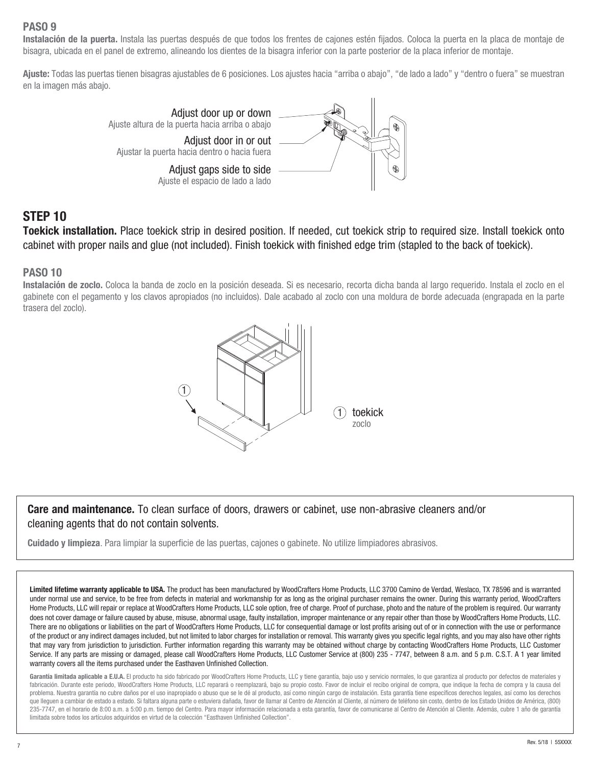## PASO 9

**Instalación de la puerta.** Instala las puertas después de que todos los frentes de cajones estén fijados. Coloca la puerta en la placa de montaje de bisagra, ubicada en el panel de extremo, alineando los dientes de la bisagra inferior con la parte posterior de la placa inferior de montaje.

**Ajuste:** Todas las puertas tienen bisagras ajustables de 6 posiciones. Los ajustes hacia "arriba o abajo", "de lado a lado" y "dentro o fuera" se muestran en la imagen más abajo.

Adjust door up or down
Ajuste altura de la puerta hacia arriba o abajo

Adjust door in or out
Ajustar la puerta hacia dentro o hacia fuera

Adjust gaps side to side
Ajuste el espacio de lado a lado

## STEP 10

**Toekick installation.** Place toekick strip in desired position. If needed, cut toekick strip to required size. Install toekick onto cabinet with proper nails and glue (not included). Finish toekick with finished edge trim (stapled to the back of toekick).

## PASO 10

**Instalación de zoclo.** Coloca la banda de zoclo en la posición deseada. Si es necesario, recorta dicha banda al largo requerido. Instala el zoclo en el gabinete con el pegamento y los clavos apropiados (no incluidos). Dale acabado al zoclo con una moldura de borde adecuada (engrapada en la parte trasera del zoclo).

1 toekick
zoclo

**Care and maintenance.** To clean surface of doors, drawers or cabinet, use non-abrasive cleaners and/or cleaning agents that do not contain solvents.

**Cuidado y limpieza**. Para limpiar la superficie de las puertas, cajones o gabinete. No utilize limpiadores abrasivos.

**Limited lifetime warranty applicable to USA.** The product has been manufactured by WoodCrafters Home Products, LLC 3700 Camino de Verdad, Weslaco, TX 78596 and is warranted under normal use and service, to be free from defects in material and workmanship for as long as the original purchaser remains the owner. During this warranty period, WoodCrafters Home Products, LLC will repair or replace at WoodCrafters Home Products, LLC sole option, free of charge. Proof of purchase, photo and the nature of the problem is required. Our warranty does not cover damage or failure caused by abuse, misuse, abnormal usage, faulty installation, improper maintenance or any repair other than those by WoodCrafters Home Products, LLC. There are no obligations or liabilities on the part of WoodCrafters Home Products, LLC for consequential damage or lost profits arising out of or in connection with the use or performance of the product or any indirect damages included, but not limited to labor charges for installation or removal. This warranty gives you specific legal rights, and you may also have other rights that may vary from jurisdiction to jurisdiction. Further information regarding this warranty may be obtained without charge by contacting WoodCrafters Home Products, LLC Customer Service. If any parts are missing or damaged, please call WoodCrafters Home Products, LLC Customer Service at (800) 235 - 7747, between 8 a.m. and 5 p.m. C.S.T. A 1 year limited warranty covers all the items purchased under the Easthaven Unfinished Collection.

**Garantía limitada aplicable a E.U.A.** El producto ha sido fabricado por WoodCrafters Home Products, LLC y tiene garantía, bajo uso y servicio normales, lo que garantiza al producto por defectos de materiales y fabricación. Durante este periodo, WoodCrafters Home Products, LLC reparará o reemplazará, bajo su propio costo. Favor de incluir el recibo original de compra, que indique la fecha de compra y la causa del problema. Nuestra garantía no cubre daños por el uso inapropiado o abuso que se le dé al producto, así como ningún cargo de instalación. Esta garantía tiene específicos derechos legales, así como los derechos que lleguen a cambiar de estado a estado. Si faltara alguna parte o estuviera dañada, favor de llamar al Centro de Atención al Cliente, al número de teléfono sin costo, dentro de los Estado Unidos de América, (800) 235-7747, en el horario de 8:00 a.m. a 5:00 p.m. tiempo del Centro. Para mayor información relacionada a esta garantía, favor de comunicarse al Centro de Atención al Cliente. Además, cubre 1 año de garantía limitada sobre todos los artículos adquiridos en virtud de la colección "Easthaven Unfinished Collection".

Rev. 5/18 | 55XXXX